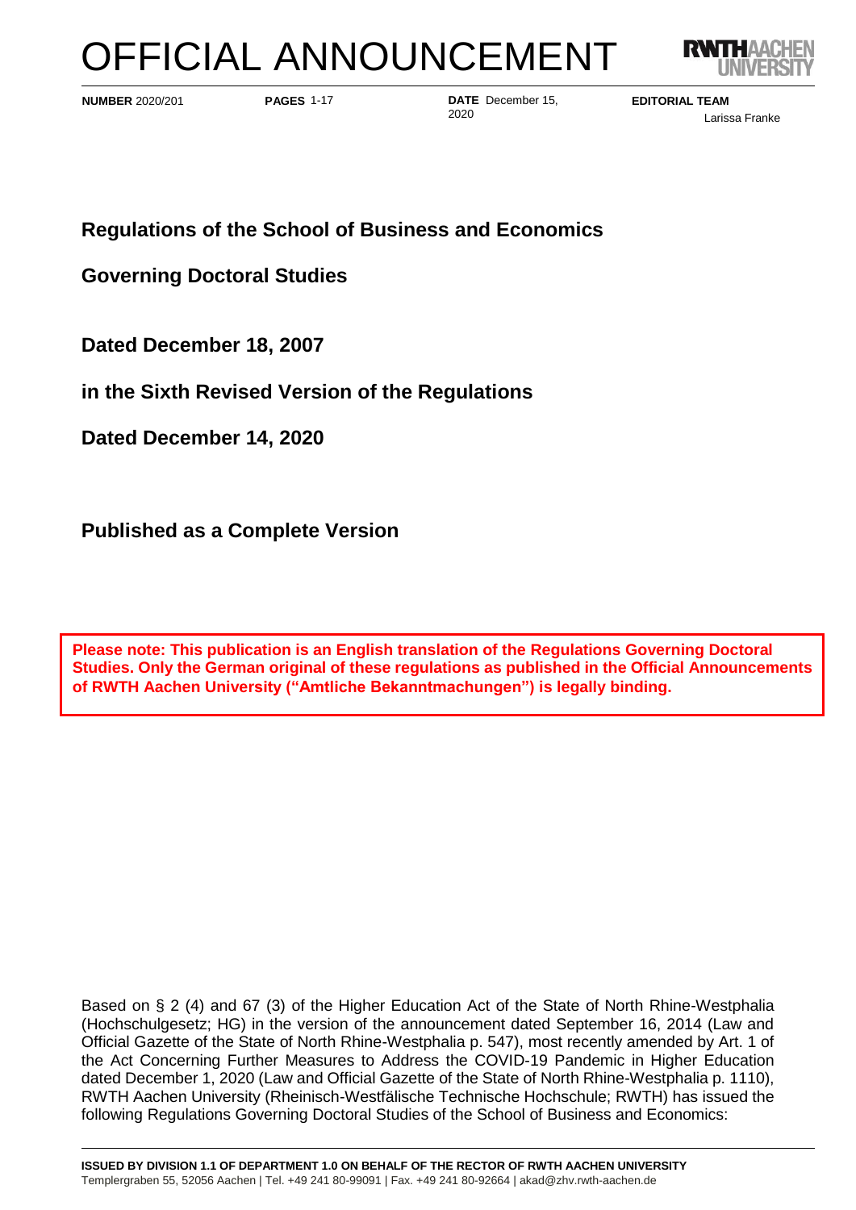# OFFICIAL ANNOUNCEMENT

**NUMBER** 2020/201 **PAGES** 1-17 **DATE** December 15, 2020 **EDITORIAL TEAM** Larissa Franke

## Regulations of the School of Business and Economics

## Governing Doctoral Studies

## Dated December 18, 2007

## in the Sixth Revised Version of the Regulations

## Dated December 14, 2020

## Published as a Complete Version

**Please note: This publication is an English translation of the Regulations Governing Doctoral Studies. Only the German original of these regulations as published in the Official Announcements of RWTH Aachen University ("Amtliche Bekanntmachungen") is legally binding.**

Based on § 2 (4) and 67 (3) of the Higher Education Act of the State of North Rhine-Westphalia (Hochschulgesetz; HG) in the version of the announcement dated September 16, 2014 (Law and Official Gazette of the State of North Rhine-Westphalia p. 547), most recently amended by Art. 1 of the Act Concerning Further Measures to Address the COVID-19 Pandemic in Higher Education dated December 1, 2020 (Law and Official Gazette of the State of North Rhine-Westphalia p. 1110), RWTH Aachen University (Rheinisch-Westfälische Technische Hochschule; RWTH) has issued the following Regulations Governing Doctoral Studies of the School of Business and Economics:

**ISSUED BY DIVISION 1.1 OF DEPARTMENT 1.0 ON BEHALF OF THE RECTOR OF RWTH AACHEN UNIVERSITY**
Templergraben 55, 52056 Aachen | Tel. +49 241 80-99091 | Fax. +49 241 80-92664 | akad@zhv.rwth-aachen.de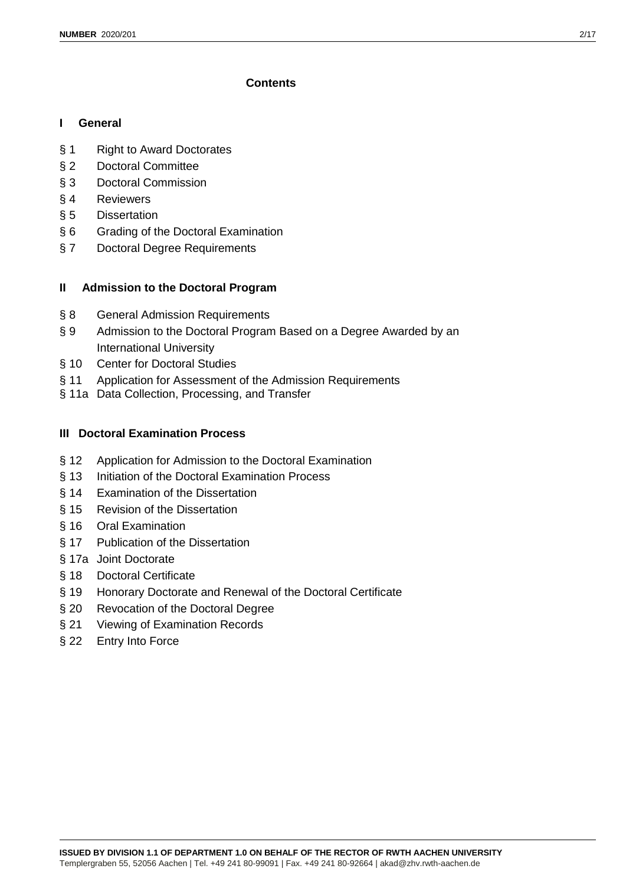## Contents

### I General

- § 1 Right to Award Doctorates
- § 2 Doctoral Committee
- § 3 Doctoral Commission
- § 4 Reviewers
- § 5 Dissertation
- § 6 Grading of the Doctoral Examination
- § 7 Doctoral Degree Requirements

### II Admission to the Doctoral Program

- § 8 General Admission Requirements
- § 9 Admission to the Doctoral Program Based on a Degree Awarded by an International University
- § 10 Center for Doctoral Studies
- § 11 Application for Assessment of the Admission Requirements
- § 11a Data Collection, Processing, and Transfer

### III Doctoral Examination Process

- § 12 Application for Admission to the Doctoral Examination
- § 13 Initiation of the Doctoral Examination Process
- § 14 Examination of the Dissertation
- § 15 Revision of the Dissertation
- § 16 Oral Examination
- § 17 Publication of the Dissertation
- § 17a Joint Doctorate
- § 18 Doctoral Certificate
- § 19 Honorary Doctorate and Renewal of the Doctoral Certificate
- § 20 Revocation of the Doctoral Degree
- § 21 Viewing of Examination Records
- § 22 Entry Into Force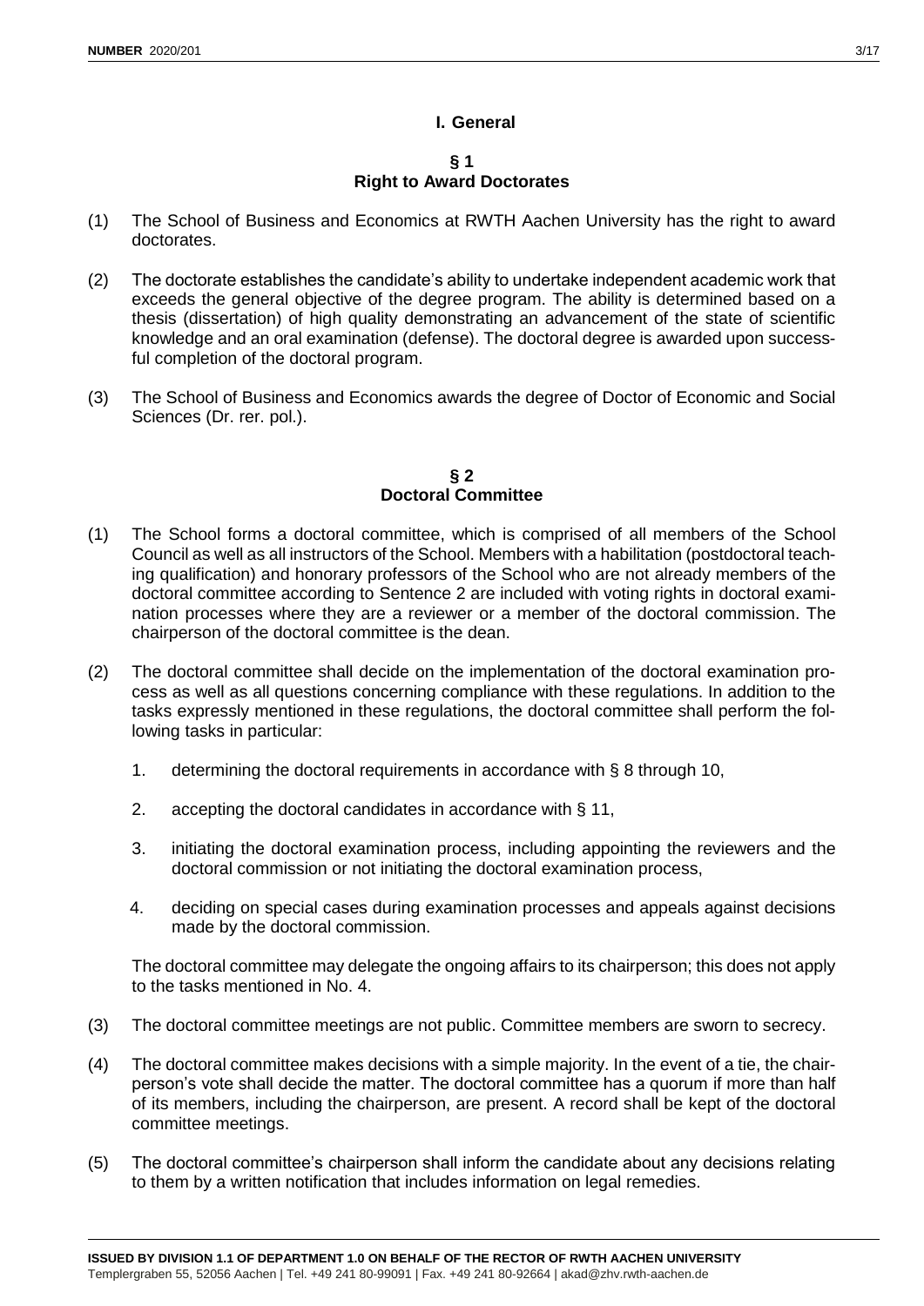## I. General

### § 1
### Right to Award Doctorates

(1) The School of Business and Economics at RWTH Aachen University has the right to award doctorates.

(2) The doctorate establishes the candidate's ability to undertake independent academic work that exceeds the general objective of the degree program. The ability is determined based on a thesis (dissertation) of high quality demonstrating an advancement of the state of scientific knowledge and an oral examination (defense). The doctoral degree is awarded upon successful completion of the doctoral program.

(3) The School of Business and Economics awards the degree of Doctor of Economic and Social Sciences (Dr. rer. pol.).

### § 2
### Doctoral Committee

(1) The School forms a doctoral committee, which is comprised of all members of the School Council as well as all instructors of the School. Members with a habilitation (postdoctoral teaching qualification) and honorary professors of the School who are not already members of the doctoral committee according to Sentence 2 are included with voting rights in doctoral examination processes where they are a reviewer or a member of the doctoral commission. The chairperson of the doctoral committee is the dean.

(2) The doctoral committee shall decide on the implementation of the doctoral examination process as well as all questions concerning compliance with these regulations. In addition to the tasks expressly mentioned in these regulations, the doctoral committee shall perform the following tasks in particular:

1. determining the doctoral requirements in accordance with § 8 through 10,
2. accepting the doctoral candidates in accordance with § 11,
3. initiating the doctoral examination process, including appointing the reviewers and the doctoral commission or not initiating the doctoral examination process,
4. deciding on special cases during examination processes and appeals against decisions made by the doctoral commission.

The doctoral committee may delegate the ongoing affairs to its chairperson; this does not apply to the tasks mentioned in No. 4.

(3) The doctoral committee meetings are not public. Committee members are sworn to secrecy.

(4) The doctoral committee makes decisions with a simple majority. In the event of a tie, the chairperson's vote shall decide the matter. The doctoral committee has a quorum if more than half of its members, including the chairperson, are present. A record shall be kept of the doctoral committee meetings.

(5) The doctoral committee's chairperson shall inform the candidate about any decisions relating to them by a written notification that includes information on legal remedies.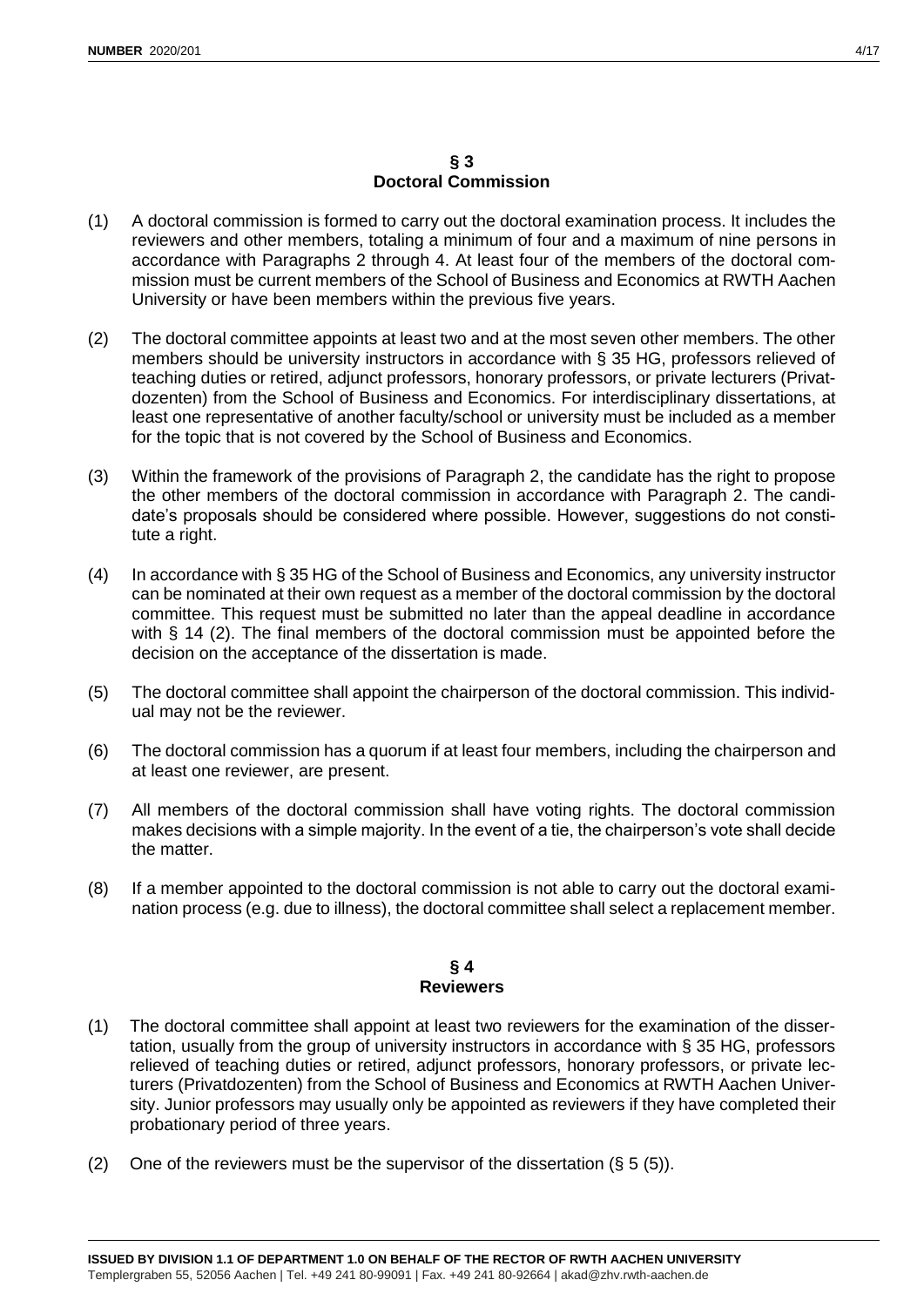## § 3
## Doctoral Commission

(1) A doctoral commission is formed to carry out the doctoral examination process. It includes the reviewers and other members, totaling a minimum of four and a maximum of nine persons in accordance with Paragraphs 2 through 4. At least four of the members of the doctoral commission must be current members of the School of Business and Economics at RWTH Aachen University or have been members within the previous five years.

(2) The doctoral committee appoints at least two and at the most seven other members. The other members should be university instructors in accordance with § 35 HG, professors relieved of teaching duties or retired, adjunct professors, honorary professors, or private lecturers (Privatdozenten) from the School of Business and Economics. For interdisciplinary dissertations, at least one representative of another faculty/school or university must be included as a member for the topic that is not covered by the School of Business and Economics.

(3) Within the framework of the provisions of Paragraph 2, the candidate has the right to propose the other members of the doctoral commission in accordance with Paragraph 2. The candidate's proposals should be considered where possible. However, suggestions do not constitute a right.

(4) In accordance with § 35 HG of the School of Business and Economics, any university instructor can be nominated at their own request as a member of the doctoral commission by the doctoral committee. This request must be submitted no later than the appeal deadline in accordance with § 14 (2). The final members of the doctoral commission must be appointed before the decision on the acceptance of the dissertation is made.

(5) The doctoral committee shall appoint the chairperson of the doctoral commission. This individual may not be the reviewer.

(6) The doctoral commission has a quorum if at least four members, including the chairperson and at least one reviewer, are present.

(7) All members of the doctoral commission shall have voting rights. The doctoral commission makes decisions with a simple majority. In the event of a tie, the chairperson's vote shall decide the matter.

(8) If a member appointed to the doctoral commission is not able to carry out the doctoral examination process (e.g. due to illness), the doctoral committee shall select a replacement member.

## § 4
## Reviewers

(1) The doctoral committee shall appoint at least two reviewers for the examination of the dissertation, usually from the group of university instructors in accordance with § 35 HG, professors relieved of teaching duties or retired, adjunct professors, honorary professors, or private lecturers (Privatdozenten) from the School of Business and Economics at RWTH Aachen University. Junior professors may usually only be appointed as reviewers if they have completed their probationary period of three years.

(2) One of the reviewers must be the supervisor of the dissertation (§ 5 (5)).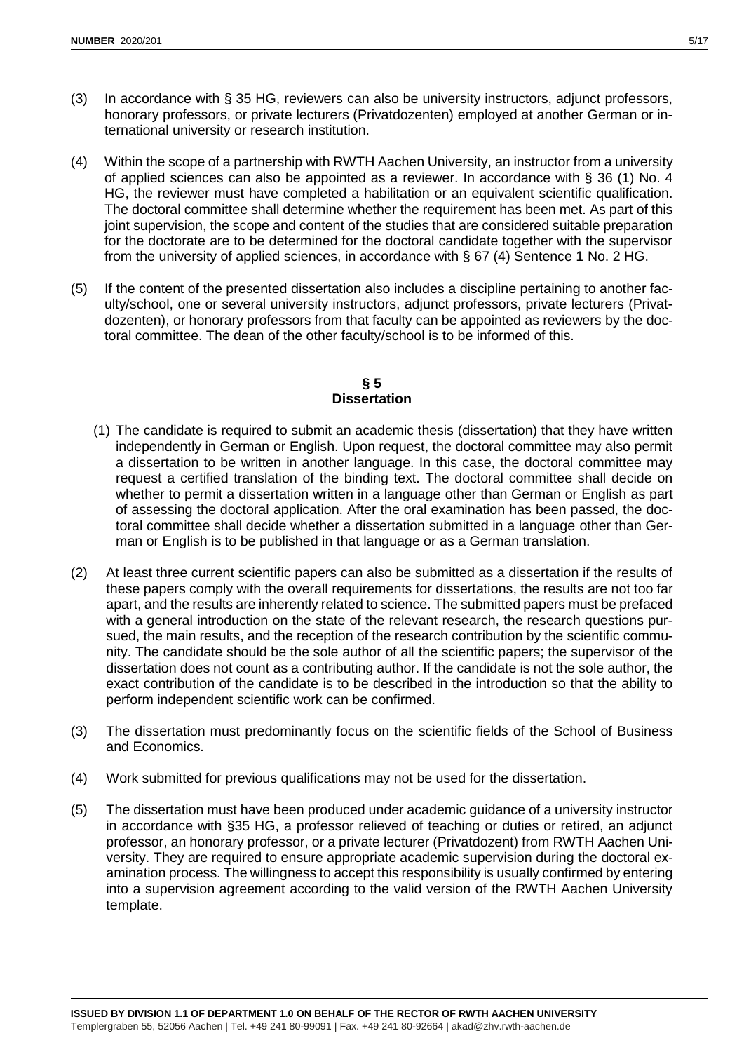(3) In accordance with § 35 HG, reviewers can also be university instructors, adjunct professors, honorary professors, or private lecturers (Privatdozenten) employed at another German or international university or research institution.

(4) Within the scope of a partnership with RWTH Aachen University, an instructor from a university of applied sciences can also be appointed as a reviewer. In accordance with § 36 (1) No. 4 HG, the reviewer must have completed a habilitation or an equivalent scientific qualification. The doctoral committee shall determine whether the requirement has been met. As part of this joint supervision, the scope and content of the studies that are considered suitable preparation for the doctorate are to be determined for the doctoral candidate together with the supervisor from the university of applied sciences, in accordance with § 67 (4) Sentence 1 No. 2 HG.

(5) If the content of the presented dissertation also includes a discipline pertaining to another faculty/school, one or several university instructors, adjunct professors, private lecturers (Privatdozenten), or honorary professors from that faculty can be appointed as reviewers by the doctoral committee. The dean of the other faculty/school is to be informed of this.

## § 5
## Dissertation

(1) The candidate is required to submit an academic thesis (dissertation) that they have written independently in German or English. Upon request, the doctoral committee may also permit a dissertation to be written in another language. In this case, the doctoral committee may request a certified translation of the binding text. The doctoral committee shall decide on whether to permit a dissertation written in a language other than German or English as part of assessing the doctoral application. After the oral examination has been passed, the doctoral committee shall decide whether a dissertation submitted in a language other than German or English is to be published in that language or as a German translation.

(2) At least three current scientific papers can also be submitted as a dissertation if the results of these papers comply with the overall requirements for dissertations, the results are not too far apart, and the results are inherently related to science. The submitted papers must be prefaced with a general introduction on the state of the relevant research, the research questions pursued, the main results, and the reception of the research contribution by the scientific community. The candidate should be the sole author of all the scientific papers; the supervisor of the dissertation does not count as a contributing author. If the candidate is not the sole author, the exact contribution of the candidate is to be described in the introduction so that the ability to perform independent scientific work can be confirmed.

(3) The dissertation must predominantly focus on the scientific fields of the School of Business and Economics.

(4) Work submitted for previous qualifications may not be used for the dissertation.

(5) The dissertation must have been produced under academic guidance of a university instructor in accordance with §35 HG, a professor relieved of teaching or duties or retired, an adjunct professor, an honorary professor, or a private lecturer (Privatdozent) from RWTH Aachen University. They are required to ensure appropriate academic supervision during the doctoral examination process. The willingness to accept this responsibility is usually confirmed by entering into a supervision agreement according to the valid version of the RWTH Aachen University template.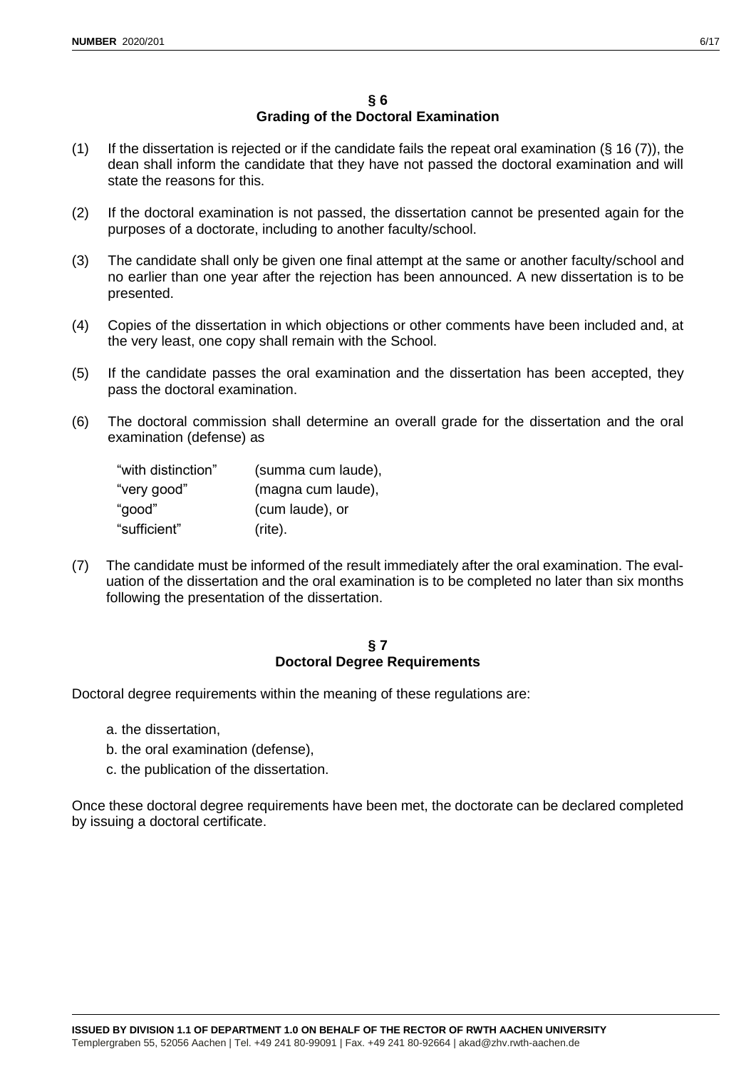## § 6
## Grading of the Doctoral Examination

(1) If the dissertation is rejected or if the candidate fails the repeat oral examination (§ 16 (7)), the dean shall inform the candidate that they have not passed the doctoral examination and will state the reasons for this.

(2) If the doctoral examination is not passed, the dissertation cannot be presented again for the purposes of a doctorate, including to another faculty/school.

(3) The candidate shall only be given one final attempt at the same or another faculty/school and no earlier than one year after the rejection has been announced. A new dissertation is to be presented.

(4) Copies of the dissertation in which objections or other comments have been included and, at the very least, one copy shall remain with the School.

(5) If the candidate passes the oral examination and the dissertation has been accepted, they pass the doctoral examination.

(6) The doctoral commission shall determine an overall grade for the dissertation and the oral examination (defense) as

    "with distinction" (summa cum laude),
    "very good" (magna cum laude),
    "good" (cum laude), or
    "sufficient" (rite).

(7) The candidate must be informed of the result immediately after the oral examination. The evaluation of the dissertation and the oral examination is to be completed no later than six months following the presentation of the dissertation.

## § 7
## Doctoral Degree Requirements

Doctoral degree requirements within the meaning of these regulations are:

a. the dissertation,
b. the oral examination (defense),
c. the publication of the dissertation.

Once these doctoral degree requirements have been met, the doctorate can be declared completed by issuing a doctoral certificate.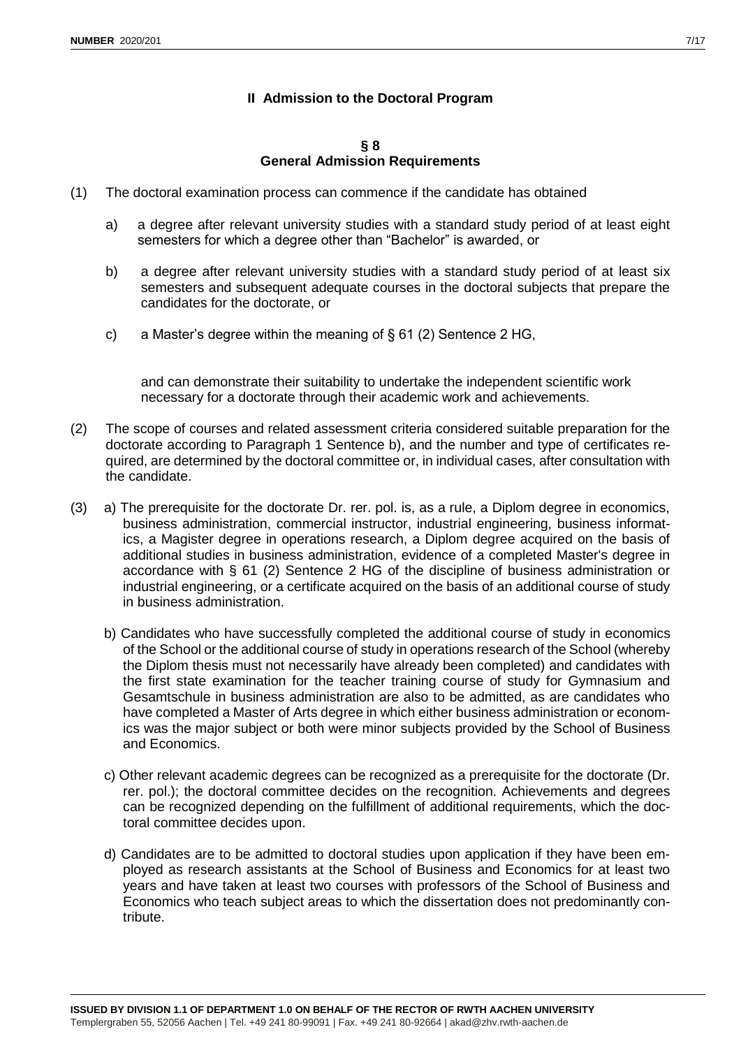## II Admission to the Doctoral Program

### § 8
### General Admission Requirements

(1) The doctoral examination process can commence if the candidate has obtained

a) a degree after relevant university studies with a standard study period of at least eight semesters for which a degree other than "Bachelor" is awarded, or

b) a degree after relevant university studies with a standard study period of at least six semesters and subsequent adequate courses in the doctoral subjects that prepare the candidates for the doctorate, or

c) a Master's degree within the meaning of § 61 (2) Sentence 2 HG,

and can demonstrate their suitability to undertake the independent scientific work necessary for a doctorate through their academic work and achievements.

(2) The scope of courses and related assessment criteria considered suitable preparation for the doctorate according to Paragraph 1 Sentence b), and the number and type of certificates required, are determined by the doctoral committee or, in individual cases, after consultation with the candidate.

(3) a) The prerequisite for the doctorate Dr. rer. pol. is, as a rule, a Diplom degree in economics, business administration, commercial instructor, industrial engineering, business informatics, a Magister degree in operations research, a Diplom degree acquired on the basis of additional studies in business administration, evidence of a completed Master's degree in accordance with § 61 (2) Sentence 2 HG of the discipline of business administration or industrial engineering, or a certificate acquired on the basis of an additional course of study in business administration.

b) Candidates who have successfully completed the additional course of study in economics of the School or the additional course of study in operations research of the School (whereby the Diplom thesis must not necessarily have already been completed) and candidates with the first state examination for the teacher training course of study for Gymnasium and Gesamtschule in business administration are also to be admitted, as are candidates who have completed a Master of Arts degree in which either business administration or economics was the major subject or both were minor subjects provided by the School of Business and Economics.

c) Other relevant academic degrees can be recognized as a prerequisite for the doctorate (Dr. rer. pol.); the doctoral committee decides on the recognition. Achievements and degrees can be recognized depending on the fulfillment of additional requirements, which the doctoral committee decides upon.

d) Candidates are to be admitted to doctoral studies upon application if they have been employed as research assistants at the School of Business and Economics for at least two years and have taken at least two courses with professors of the School of Business and Economics who teach subject areas to which the dissertation does not predominantly contribute.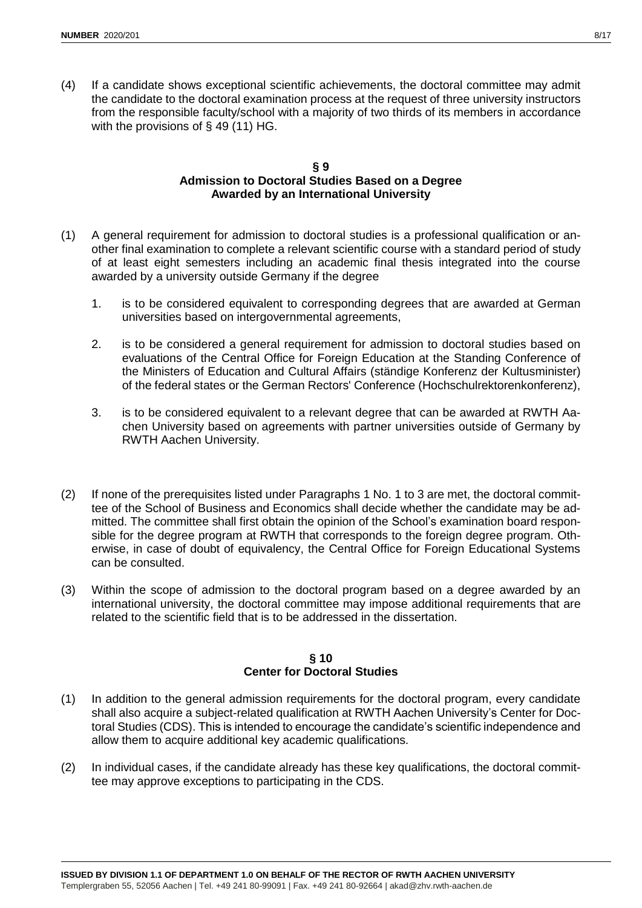(4) If a candidate shows exceptional scientific achievements, the doctoral committee may admit the candidate to the doctoral examination process at the request of three university instructors from the responsible faculty/school with a majority of two thirds of its members in accordance with the provisions of § 49 (11) HG.

## § 9
## Admission to Doctoral Studies Based on a Degree Awarded by an International University

(1) A general requirement for admission to doctoral studies is a professional qualification or another final examination to complete a relevant scientific course with a standard period of study of at least eight semesters including an academic final thesis integrated into the course awarded by a university outside Germany if the degree

1. is to be considered equivalent to corresponding degrees that are awarded at German universities based on intergovernmental agreements,

2. is to be considered a general requirement for admission to doctoral studies based on evaluations of the Central Office for Foreign Education at the Standing Conference of the Ministers of Education and Cultural Affairs (ständige Konferenz der Kultusminister) of the federal states or the German Rectors' Conference (Hochschulrektorenkonferenz),

3. is to be considered equivalent to a relevant degree that can be awarded at RWTH Aachen University based on agreements with partner universities outside of Germany by RWTH Aachen University.

(2) If none of the prerequisites listed under Paragraphs 1 No. 1 to 3 are met, the doctoral committee of the School of Business and Economics shall decide whether the candidate may be admitted. The committee shall first obtain the opinion of the School's examination board responsible for the degree program at RWTH that corresponds to the foreign degree program. Otherwise, in case of doubt of equivalency, the Central Office for Foreign Educational Systems can be consulted.

(3) Within the scope of admission to the doctoral program based on a degree awarded by an international university, the doctoral committee may impose additional requirements that are related to the scientific field that is to be addressed in the dissertation.

## § 10
## Center for Doctoral Studies

(1) In addition to the general admission requirements for the doctoral program, every candidate shall also acquire a subject-related qualification at RWTH Aachen University's Center for Doctoral Studies (CDS). This is intended to encourage the candidate's scientific independence and allow them to acquire additional key academic qualifications.

(2) In individual cases, if the candidate already has these key qualifications, the doctoral committee may approve exceptions to participating in the CDS.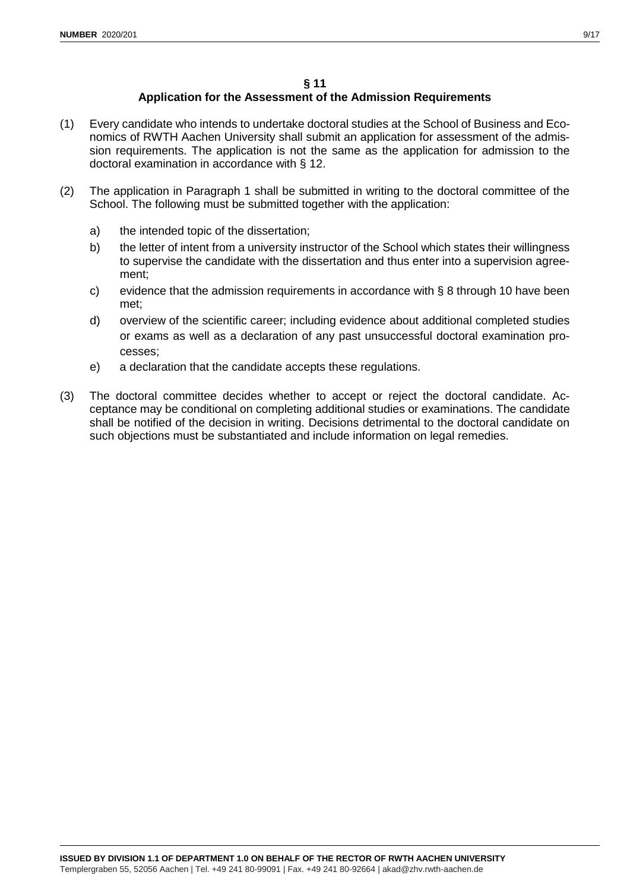## § 11
## Application for the Assessment of the Admission Requirements

(1) Every candidate who intends to undertake doctoral studies at the School of Business and Economics of RWTH Aachen University shall submit an application for assessment of the admission requirements. The application is not the same as the application for admission to the doctoral examination in accordance with § 12.

(2) The application in Paragraph 1 shall be submitted in writing to the doctoral committee of the School. The following must be submitted together with the application:

   a) the intended topic of the dissertation;

   b) the letter of intent from a university instructor of the School which states their willingness to supervise the candidate with the dissertation and thus enter into a supervision agreement;

   c) evidence that the admission requirements in accordance with § 8 through 10 have been met;

   d) overview of the scientific career; including evidence about additional completed studies or exams as well as a declaration of any past unsuccessful doctoral examination processes;

   e) a declaration that the candidate accepts these regulations.

(3) The doctoral committee decides whether to accept or reject the doctoral candidate. Acceptance may be conditional on completing additional studies or examinations. The candidate shall be notified of the decision in writing. Decisions detrimental to the doctoral candidate on such objections must be substantiated and include information on legal remedies.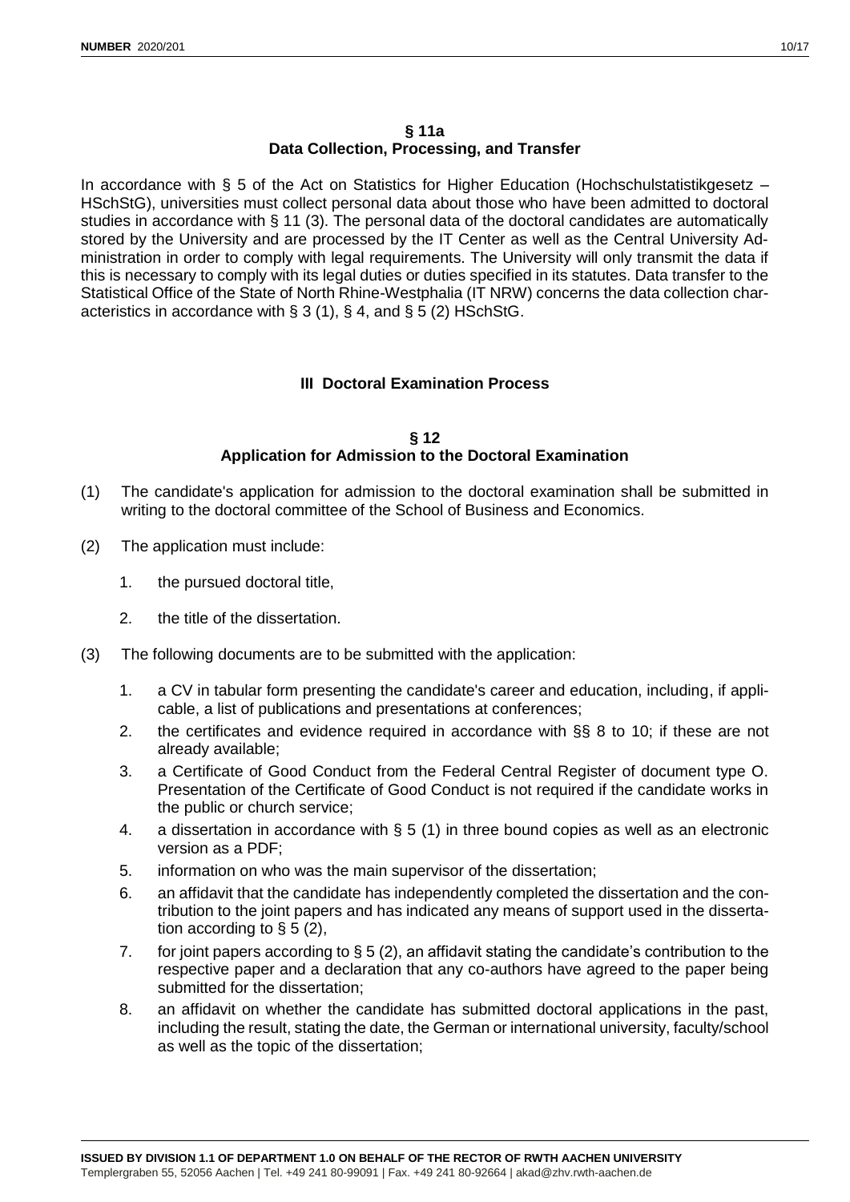## § 11a
## Data Collection, Processing, and Transfer

In accordance with § 5 of the Act on Statistics for Higher Education (Hochschulstatistikgesetz – HSchStG), universities must collect personal data about those who have been admitted to doctoral studies in accordance with § 11 (3). The personal data of the doctoral candidates are automatically stored by the University and are processed by the IT Center as well as the Central University Administration in order to comply with legal requirements. The University will only transmit the data if this is necessary to comply with its legal duties or duties specified in its statutes. Data transfer to the Statistical Office of the State of North Rhine-Westphalia (IT NRW) concerns the data collection characteristics in accordance with § 3 (1), § 4, and § 5 (2) HSchStG.

# III Doctoral Examination Process

## § 12
## Application for Admission to the Doctoral Examination

(1) The candidate's application for admission to the doctoral examination shall be submitted in writing to the doctoral committee of the School of Business and Economics.

(2) The application must include:

1. the pursued doctoral title,
2. the title of the dissertation.

(3) The following documents are to be submitted with the application:

1. a CV in tabular form presenting the candidate's career and education, including, if applicable, a list of publications and presentations at conferences;
2. the certificates and evidence required in accordance with §§ 8 to 10; if these are not already available;
3. a Certificate of Good Conduct from the Federal Central Register of document type O. Presentation of the Certificate of Good Conduct is not required if the candidate works in the public or church service;
4. a dissertation in accordance with § 5 (1) in three bound copies as well as an electronic version as a PDF;
5. information on who was the main supervisor of the dissertation;
6. an affidavit that the candidate has independently completed the dissertation and the contribution to the joint papers and has indicated any means of support used in the dissertation according to § 5 (2),
7. for joint papers according to § 5 (2), an affidavit stating the candidate's contribution to the respective paper and a declaration that any co-authors have agreed to the paper being submitted for the dissertation;
8. an affidavit on whether the candidate has submitted doctoral applications in the past, including the result, stating the date, the German or international university, faculty/school as well as the topic of the dissertation;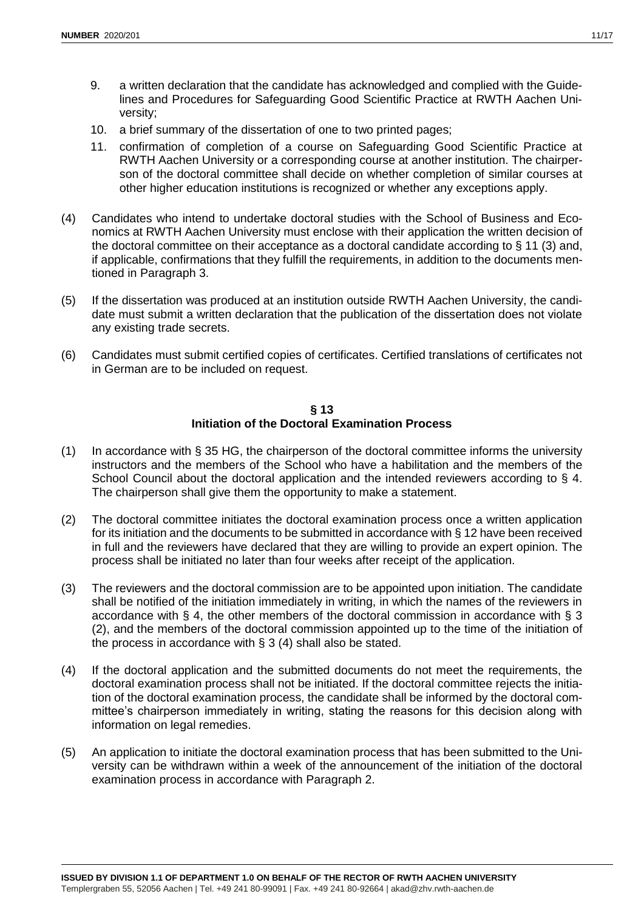9. a written declaration that the candidate has acknowledged and complied with the Guidelines and Procedures for Safeguarding Good Scientific Practice at RWTH Aachen University;
10. a brief summary of the dissertation of one to two printed pages;
11. confirmation of completion of a course on Safeguarding Good Scientific Practice at RWTH Aachen University or a corresponding course at another institution. The chairperson of the doctoral committee shall decide on whether completion of similar courses at other higher education institutions is recognized or whether any exceptions apply.

(4) Candidates who intend to undertake doctoral studies with the School of Business and Economics at RWTH Aachen University must enclose with their application the written decision of the doctoral committee on their acceptance as a doctoral candidate according to § 11 (3) and, if applicable, confirmations that they fulfill the requirements, in addition to the documents mentioned in Paragraph 3.

(5) If the dissertation was produced at an institution outside RWTH Aachen University, the candidate must submit a written declaration that the publication of the dissertation does not violate any existing trade secrets.

(6) Candidates must submit certified copies of certificates. Certified translations of certificates not in German are to be included on request.

## § 13
## Initiation of the Doctoral Examination Process

(1) In accordance with § 35 HG, the chairperson of the doctoral committee informs the university instructors and the members of the School who have a habilitation and the members of the School Council about the doctoral application and the intended reviewers according to § 4. The chairperson shall give them the opportunity to make a statement.

(2) The doctoral committee initiates the doctoral examination process once a written application for its initiation and the documents to be submitted in accordance with § 12 have been received in full and the reviewers have declared that they are willing to provide an expert opinion. The process shall be initiated no later than four weeks after receipt of the application.

(3) The reviewers and the doctoral commission are to be appointed upon initiation. The candidate shall be notified of the initiation immediately in writing, in which the names of the reviewers in accordance with § 4, the other members of the doctoral commission in accordance with § 3 (2), and the members of the doctoral commission appointed up to the time of the initiation of the process in accordance with § 3 (4) shall also be stated.

(4) If the doctoral application and the submitted documents do not meet the requirements, the doctoral examination process shall not be initiated. If the doctoral committee rejects the initiation of the doctoral examination process, the candidate shall be informed by the doctoral committee's chairperson immediately in writing, stating the reasons for this decision along with information on legal remedies.

(5) An application to initiate the doctoral examination process that has been submitted to the University can be withdrawn within a week of the announcement of the initiation of the doctoral examination process in accordance with Paragraph 2.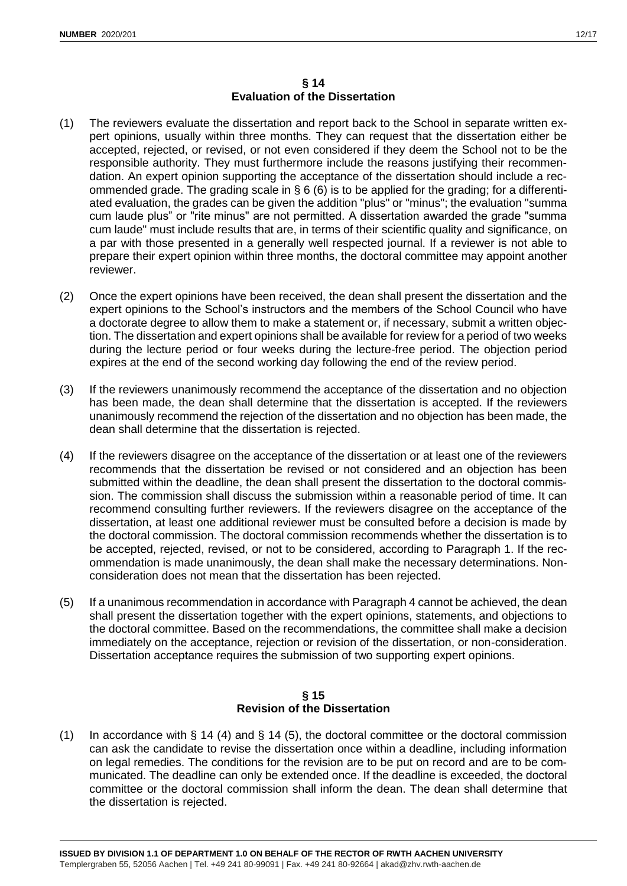## § 14
## Evaluation of the Dissertation

(1) The reviewers evaluate the dissertation and report back to the School in separate written expert opinions, usually within three months. They can request that the dissertation either be accepted, rejected, or revised, or not even considered if they deem the School not to be the responsible authority. They must furthermore include the reasons justifying their recommendation. An expert opinion supporting the acceptance of the dissertation should include a recommended grade. The grading scale in § 6 (6) is to be applied for the grading; for a differentiated evaluation, the grades can be given the addition "plus" or "minus"; the evaluation "summa cum laude plus" or "rite minus" are not permitted. A dissertation awarded the grade "summa cum laude" must include results that are, in terms of their scientific quality and significance, on a par with those presented in a generally well respected journal. If a reviewer is not able to prepare their expert opinion within three months, the doctoral committee may appoint another reviewer.

(2) Once the expert opinions have been received, the dean shall present the dissertation and the expert opinions to the School's instructors and the members of the School Council who have a doctorate degree to allow them to make a statement or, if necessary, submit a written objection. The dissertation and expert opinions shall be available for review for a period of two weeks during the lecture period or four weeks during the lecture-free period. The objection period expires at the end of the second working day following the end of the review period.

(3) If the reviewers unanimously recommend the acceptance of the dissertation and no objection has been made, the dean shall determine that the dissertation is accepted. If the reviewers unanimously recommend the rejection of the dissertation and no objection has been made, the dean shall determine that the dissertation is rejected.

(4) If the reviewers disagree on the acceptance of the dissertation or at least one of the reviewers recommends that the dissertation be revised or not considered and an objection has been submitted within the deadline, the dean shall present the dissertation to the doctoral commission. The commission shall discuss the submission within a reasonable period of time. It can recommend consulting further reviewers. If the reviewers disagree on the acceptance of the dissertation, at least one additional reviewer must be consulted before a decision is made by the doctoral commission. The doctoral commission recommends whether the dissertation is to be accepted, rejected, revised, or not to be considered, according to Paragraph 1. If the recommendation is made unanimously, the dean shall make the necessary determinations. Non-consideration does not mean that the dissertation has been rejected.

(5) If a unanimous recommendation in accordance with Paragraph 4 cannot be achieved, the dean shall present the dissertation together with the expert opinions, statements, and objections to the doctoral committee. Based on the recommendations, the committee shall make a decision immediately on the acceptance, rejection or revision of the dissertation, or non-consideration. Dissertation acceptance requires the submission of two supporting expert opinions.

## § 15
## Revision of the Dissertation

(1) In accordance with § 14 (4) and § 14 (5), the doctoral committee or the doctoral commission can ask the candidate to revise the dissertation once within a deadline, including information on legal remedies. The conditions for the revision are to be put on record and are to be communicated. The deadline can only be extended once. If the deadline is exceeded, the doctoral committee or the doctoral commission shall inform the dean. The dean shall determine that the dissertation is rejected.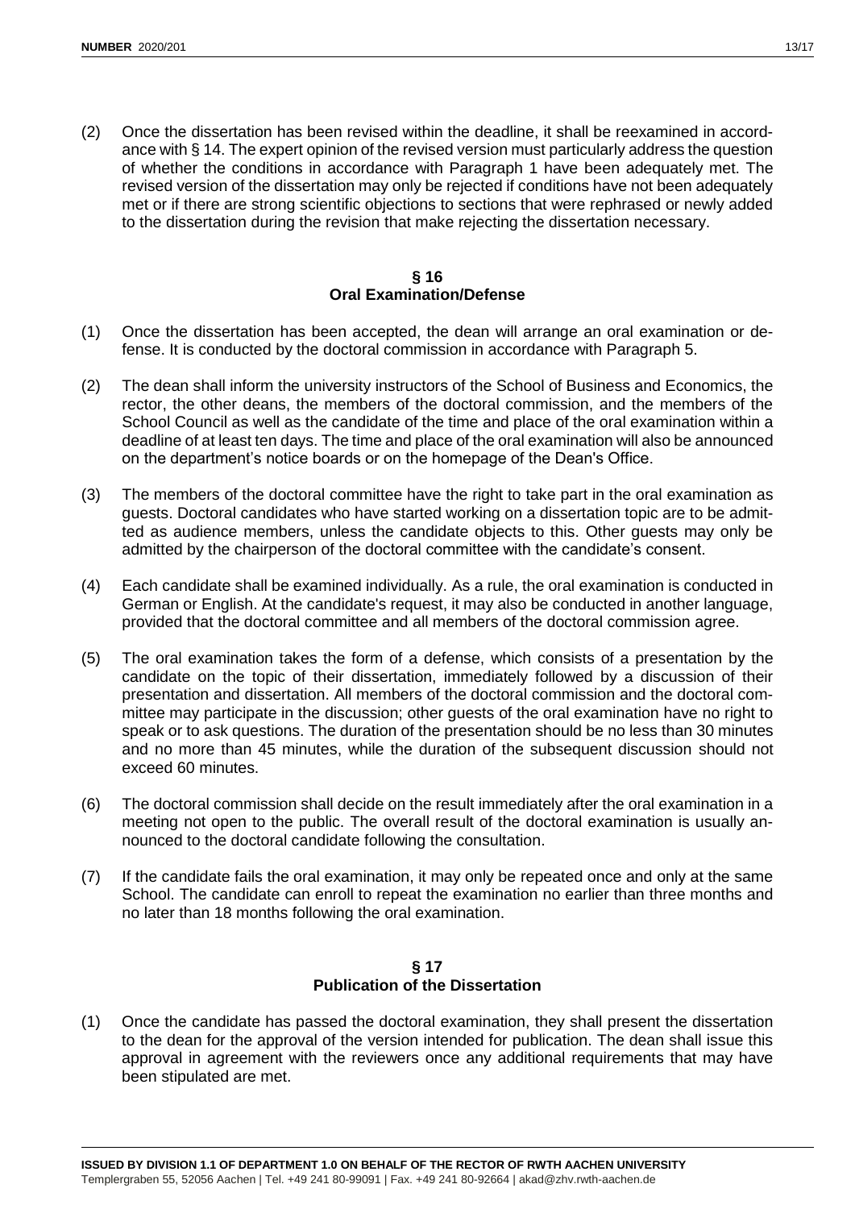(2) Once the dissertation has been revised within the deadline, it shall be reexamined in accordance with § 14. The expert opinion of the revised version must particularly address the question of whether the conditions in accordance with Paragraph 1 have been adequately met. The revised version of the dissertation may only be rejected if conditions have not been adequately met or if there are strong scientific objections to sections that were rephrased or newly added to the dissertation during the revision that make rejecting the dissertation necessary.

## § 16
## Oral Examination/Defense

(1) Once the dissertation has been accepted, the dean will arrange an oral examination or defense. It is conducted by the doctoral commission in accordance with Paragraph 5.

(2) The dean shall inform the university instructors of the School of Business and Economics, the rector, the other deans, the members of the doctoral commission, and the members of the School Council as well as the candidate of the time and place of the oral examination within a deadline of at least ten days. The time and place of the oral examination will also be announced on the department's notice boards or on the homepage of the Dean's Office.

(3) The members of the doctoral committee have the right to take part in the oral examination as guests. Doctoral candidates who have started working on a dissertation topic are to be admitted as audience members, unless the candidate objects to this. Other guests may only be admitted by the chairperson of the doctoral committee with the candidate's consent.

(4) Each candidate shall be examined individually. As a rule, the oral examination is conducted in German or English. At the candidate's request, it may also be conducted in another language, provided that the doctoral committee and all members of the doctoral commission agree.

(5) The oral examination takes the form of a defense, which consists of a presentation by the candidate on the topic of their dissertation, immediately followed by a discussion of their presentation and dissertation. All members of the doctoral commission and the doctoral committee may participate in the discussion; other guests of the oral examination have no right to speak or to ask questions. The duration of the presentation should be no less than 30 minutes and no more than 45 minutes, while the duration of the subsequent discussion should not exceed 60 minutes.

(6) The doctoral commission shall decide on the result immediately after the oral examination in a meeting not open to the public. The overall result of the doctoral examination is usually announced to the doctoral candidate following the consultation.

(7) If the candidate fails the oral examination, it may only be repeated once and only at the same School. The candidate can enroll to repeat the examination no earlier than three months and no later than 18 months following the oral examination.

## § 17
## Publication of the Dissertation

(1) Once the candidate has passed the doctoral examination, they shall present the dissertation to the dean for the approval of the version intended for publication. The dean shall issue this approval in agreement with the reviewers once any additional requirements that may have been stipulated are met.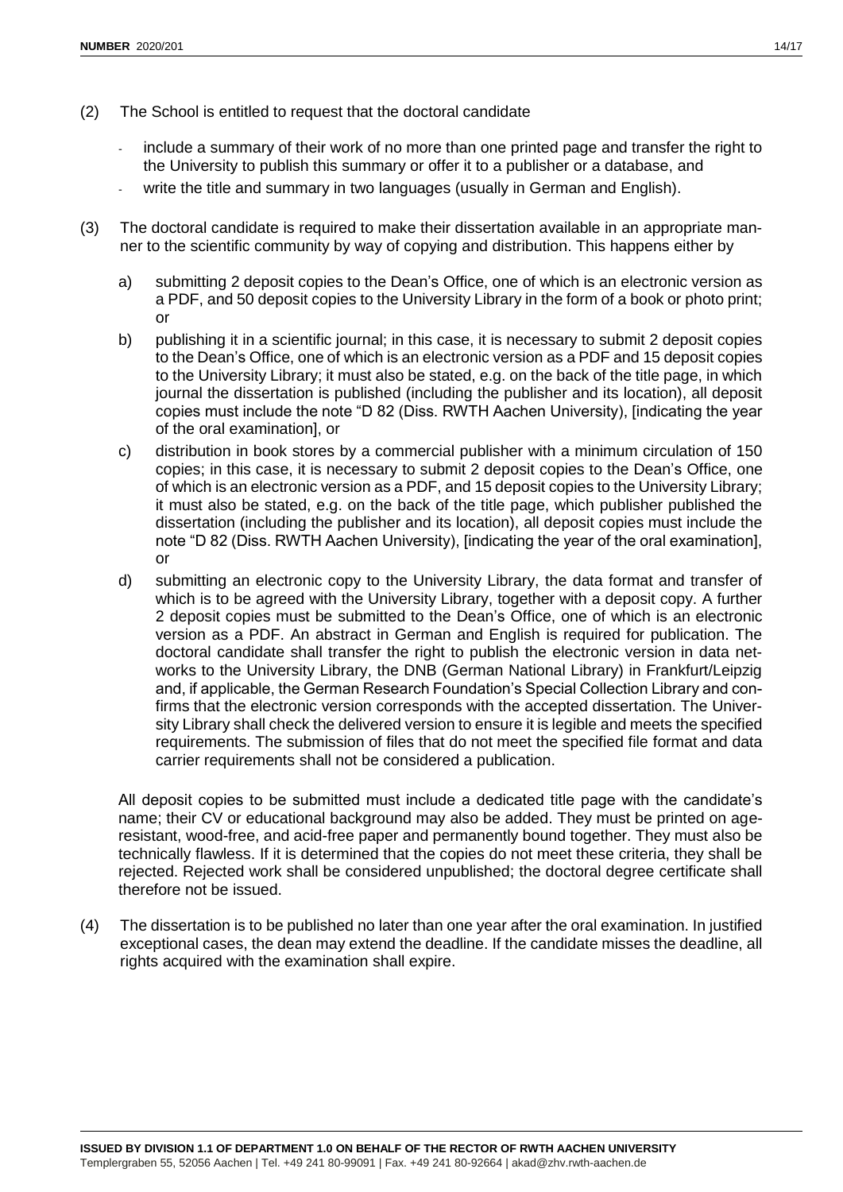(2) The School is entitled to request that the doctoral candidate

- include a summary of their work of no more than one printed page and transfer the right to the University to publish this summary or offer it to a publisher or a database, and
- write the title and summary in two languages (usually in German and English).

(3) The doctoral candidate is required to make their dissertation available in an appropriate manner to the scientific community by way of copying and distribution. This happens either by

a) submitting 2 deposit copies to the Dean's Office, one of which is an electronic version as a PDF, and 50 deposit copies to the University Library in the form of a book or photo print; or

b) publishing it in a scientific journal; in this case, it is necessary to submit 2 deposit copies to the Dean's Office, one of which is an electronic version as a PDF and 15 deposit copies to the University Library; it must also be stated, e.g. on the back of the title page, in which journal the dissertation is published (including the publisher and its location), all deposit copies must include the note "D 82 (Diss. RWTH Aachen University), [indicating the year of the oral examination], or

c) distribution in book stores by a commercial publisher with a minimum circulation of 150 copies; in this case, it is necessary to submit 2 deposit copies to the Dean's Office, one of which is an electronic version as a PDF, and 15 deposit copies to the University Library; it must also be stated, e.g. on the back of the title page, which publisher published the dissertation (including the publisher and its location), all deposit copies must include the note "D 82 (Diss. RWTH Aachen University), [indicating the year of the oral examination], or

d) submitting an electronic copy to the University Library, the data format and transfer of which is to be agreed with the University Library, together with a deposit copy. A further 2 deposit copies must be submitted to the Dean's Office, one of which is an electronic version as a PDF. An abstract in German and English is required for publication. The doctoral candidate shall transfer the right to publish the electronic version in data networks to the University Library, the DNB (German National Library) in Frankfurt/Leipzig and, if applicable, the German Research Foundation's Special Collection Library and confirms that the electronic version corresponds with the accepted dissertation. The University Library shall check the delivered version to ensure it is legible and meets the specified requirements. The submission of files that do not meet the specified file format and data carrier requirements shall not be considered a publication.

All deposit copies to be submitted must include a dedicated title page with the candidate's name; their CV or educational background may also be added. They must be printed on age-resistant, wood-free, and acid-free paper and permanently bound together. They must also be technically flawless. If it is determined that the copies do not meet these criteria, they shall be rejected. Rejected work shall be considered unpublished; the doctoral degree certificate shall therefore not be issued.

(4) The dissertation is to be published no later than one year after the oral examination. In justified exceptional cases, the dean may extend the deadline. If the candidate misses the deadline, all rights acquired with the examination shall expire.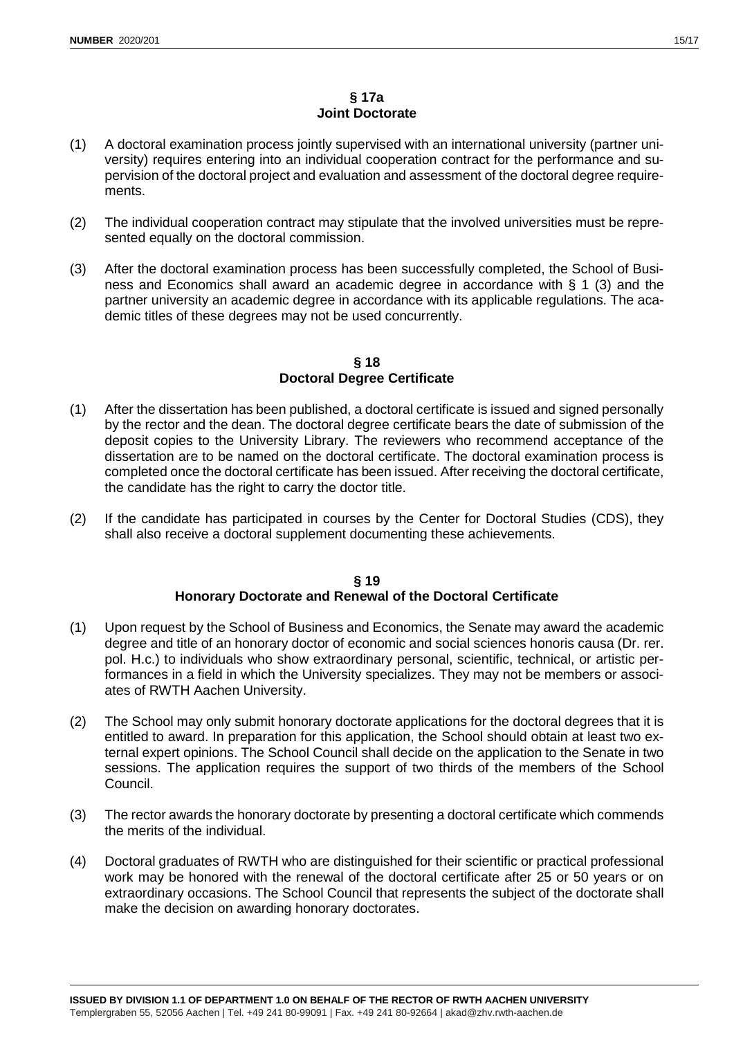## § 17a
## Joint Doctorate

(1) A doctoral examination process jointly supervised with an international university (partner university) requires entering into an individual cooperation contract for the performance and supervision of the doctoral project and evaluation and assessment of the doctoral degree requirements.

(2) The individual cooperation contract may stipulate that the involved universities must be represented equally on the doctoral commission.

(3) After the doctoral examination process has been successfully completed, the School of Business and Economics shall award an academic degree in accordance with § 1 (3) and the partner university an academic degree in accordance with its applicable regulations. The academic titles of these degrees may not be used concurrently.

## § 18
## Doctoral Degree Certificate

(1) After the dissertation has been published, a doctoral certificate is issued and signed personally by the rector and the dean. The doctoral degree certificate bears the date of submission of the deposit copies to the University Library. The reviewers who recommend acceptance of the dissertation are to be named on the doctoral certificate. The doctoral examination process is completed once the doctoral certificate has been issued. After receiving the doctoral certificate, the candidate has the right to carry the doctor title.

(2) If the candidate has participated in courses by the Center for Doctoral Studies (CDS), they shall also receive a doctoral supplement documenting these achievements.

## § 19
## Honorary Doctorate and Renewal of the Doctoral Certificate

(1) Upon request by the School of Business and Economics, the Senate may award the academic degree and title of an honorary doctor of economic and social sciences honoris causa (Dr. rer. pol. H.c.) to individuals who show extraordinary personal, scientific, technical, or artistic performances in a field in which the University specializes. They may not be members or associates of RWTH Aachen University.

(2) The School may only submit honorary doctorate applications for the doctoral degrees that it is entitled to award. In preparation for this application, the School should obtain at least two external expert opinions. The School Council shall decide on the application to the Senate in two sessions. The application requires the support of two thirds of the members of the School Council.

(3) The rector awards the honorary doctorate by presenting a doctoral certificate which commends the merits of the individual.

(4) Doctoral graduates of RWTH who are distinguished for their scientific or practical professional work may be honored with the renewal of the doctoral certificate after 25 or 50 years or on extraordinary occasions. The School Council that represents the subject of the doctorate shall make the decision on awarding honorary doctorates.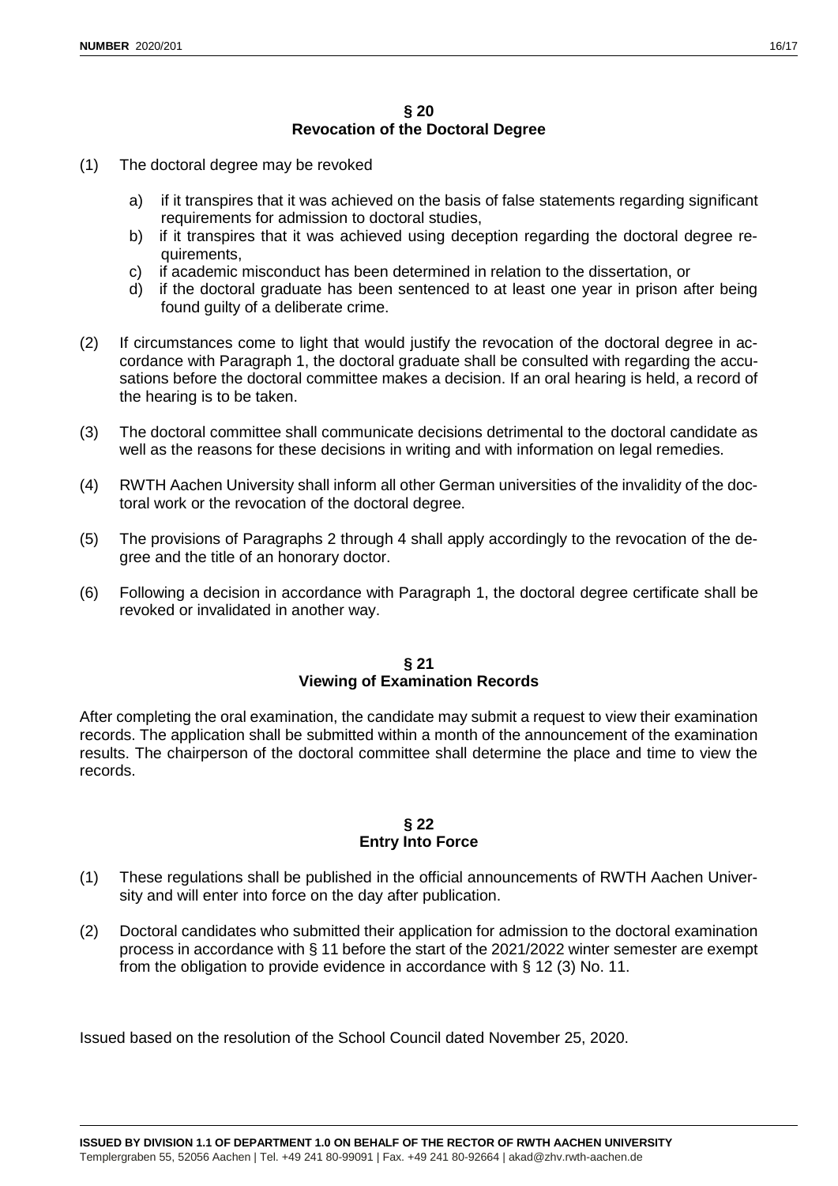## § 20
## Revocation of the Doctoral Degree

(1) The doctoral degree may be revoked

   a) if it transpires that it was achieved on the basis of false statements regarding significant requirements for admission to doctoral studies,
   b) if it transpires that it was achieved using deception regarding the doctoral degree requirements,
   c) if academic misconduct has been determined in relation to the dissertation, or
   d) if the doctoral graduate has been sentenced to at least one year in prison after being found guilty of a deliberate crime.

(2) If circumstances come to light that would justify the revocation of the doctoral degree in accordance with Paragraph 1, the doctoral graduate shall be consulted with regarding the accusations before the doctoral committee makes a decision. If an oral hearing is held, a record of the hearing is to be taken.

(3) The doctoral committee shall communicate decisions detrimental to the doctoral candidate as well as the reasons for these decisions in writing and with information on legal remedies.

(4) RWTH Aachen University shall inform all other German universities of the invalidity of the doctoral work or the revocation of the doctoral degree.

(5) The provisions of Paragraphs 2 through 4 shall apply accordingly to the revocation of the degree and the title of an honorary doctor.

(6) Following a decision in accordance with Paragraph 1, the doctoral degree certificate shall be revoked or invalidated in another way.

## § 21
## Viewing of Examination Records

After completing the oral examination, the candidate may submit a request to view their examination records. The application shall be submitted within a month of the announcement of the examination results. The chairperson of the doctoral committee shall determine the place and time to view the records.

## § 22
## Entry Into Force

(1) These regulations shall be published in the official announcements of RWTH Aachen University and will enter into force on the day after publication.

(2) Doctoral candidates who submitted their application for admission to the doctoral examination process in accordance with § 11 before the start of the 2021/2022 winter semester are exempt from the obligation to provide evidence in accordance with § 12 (3) No. 11.

Issued based on the resolution of the School Council dated November 25, 2020.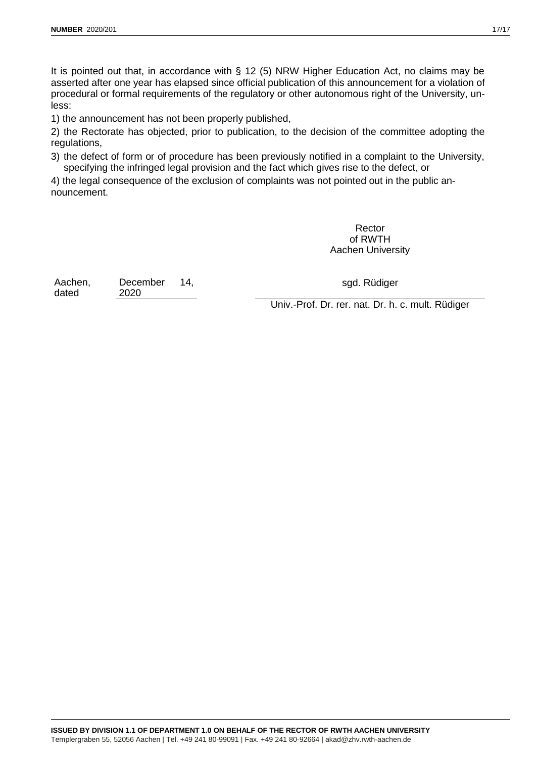It is pointed out that, in accordance with § 12 (5) NRW Higher Education Act, no claims may be asserted after one year has elapsed since official publication of this announcement for a violation of procedural or formal requirements of the regulatory or other autonomous right of the University, unless:

1) the announcement has not been properly published,

2) the Rectorate has objected, prior to publication, to the decision of the committee adopting the regulations,

3) the defect of form or of procedure has been previously notified in a complaint to the University, specifying the infringed legal provision and the fact which gives rise to the defect, or

4) the legal consequence of the exclusion of complaints was not pointed out in the public announcement.

Rector
of RWTH
Aachen University

Aachen, dated December 14, 2020

sgd. Rüdiger

Univ.-Prof. Dr. rer. nat. Dr. h. c. mult. Rüdiger

**ISSUED BY DIVISION 1.1 OF DEPARTMENT 1.0 ON BEHALF OF THE RECTOR OF RWTH AACHEN UNIVERSITY**
Templergraben 55, 52056 Aachen | Tel. +49 241 80-99091 | Fax. +49 241 80-92664 | akad@zhv.rwth-aachen.de